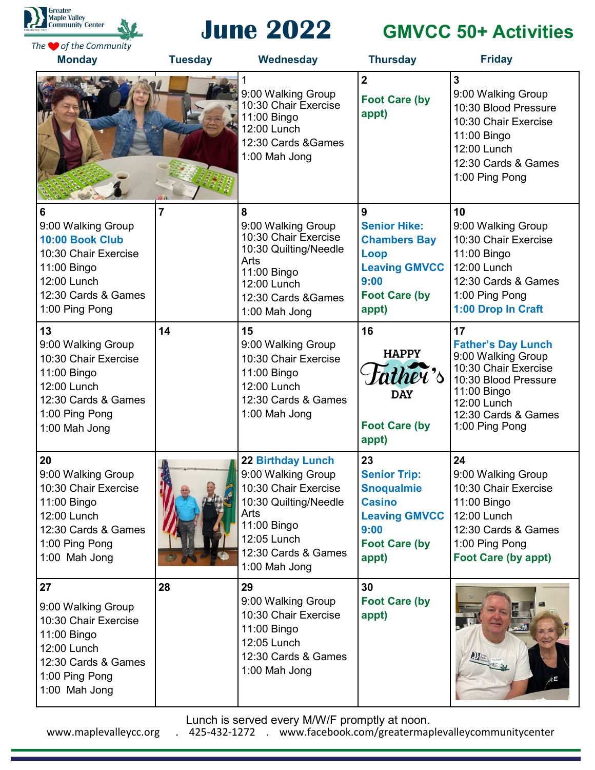Greater Maple Valley Community Center

*The ❤ of the Community*

# June 2022

## GMVCC 50+ Activities

| Monday | Tuesday | Wednesday | Thursday | Friday |
|---|---|---|---|---|
| | | 1<br>9:00 Walking Group<br>10:30 Chair Exercise<br>11:00 Bingo<br>12:00 Lunch<br>12:30 Cards &Games<br>1:00 Mah Jong | 2<br>**Foot Care (by appt)** | 3<br>9:00 Walking Group<br>10:30 Blood Pressure<br>10:30 Chair Exercise<br>11:00 Bingo<br>12:00 Lunch<br>12:30 Cards & Games<br>1:00 Ping Pong |
| 6<br>9:00 Walking Group<br>**10:00 Book Club**<br>10:30 Chair Exercise<br>11:00 Bingo<br>12:00 Lunch<br>12:30 Cards & Games<br>1:00 Ping Pong | 7 | 8<br>9:00 Walking Group<br>10:30 Chair Exercise<br>10:30 Quilting/Needle Arts<br>11:00 Bingo<br>12:00 Lunch<br>12:30 Cards &Games<br>1:00 Mah Jong | 9<br>**Senior Hike: Chambers Bay Loop Leaving GMVCC 9:00**<br>**Foot Care (by appt)** | 10<br>9:00 Walking Group<br>10:30 Chair Exercise<br>11:00 Bingo<br>12:00 Lunch<br>12:30 Cards & Games<br>1:00 Ping Pong<br>**1:00 Drop In Craft** |
| 13<br>9:00 Walking Group<br>10:30 Chair Exercise<br>11:00 Bingo<br>12:00 Lunch<br>12:30 Cards & Games<br>1:00 Ping Pong<br>1:00 Mah Jong | 14 | 15<br>9:00 Walking Group<br>10:30 Chair Exercise<br>11:00 Bingo<br>12:00 Lunch<br>12:30 Cards & Games<br>1:00 Mah Jong | 16<br>HAPPY Father's DAY<br>**Foot Care (by appt)** | 17<br>**Father's Day Lunch**<br>9:00 Walking Group<br>10:30 Chair Exercise<br>10:30 Blood Pressure<br>11:00 Bingo<br>12:00 Lunch<br>12:30 Cards & Games<br>1:00 Ping Pong |
| 20<br>9:00 Walking Group<br>10:30 Chair Exercise<br>11:00 Bingo<br>12:00 Lunch<br>12:30 Cards & Games<br>1:00 Ping Pong<br>1:00 Mah Jong | | 22 **Birthday Lunch**<br>9:00 Walking Group<br>10:30 Chair Exercise<br>10:30 Quilting/Needle Arts<br>11:00 Bingo<br>12:05 Lunch<br>12:30 Cards & Games<br>1:00 Mah Jong | 23<br>**Senior Trip: Snoqualmie Casino Leaving GMVCC 9:00**<br>**Foot Care (by appt)** | 24<br>9:00 Walking Group<br>10:30 Chair Exercise<br>11:00 Bingo<br>12:00 Lunch<br>12:30 Cards & Games<br>1:00 Ping Pong<br>**Foot Care (by appt)** |
| 27<br>9:00 Walking Group<br>10:30 Chair Exercise<br>11:00 Bingo<br>12:00 Lunch<br>12:30 Cards & Games<br>1:00 Ping Pong<br>1:00 Mah Jong | 28 | 29<br>9:00 Walking Group<br>10:30 Chair Exercise<br>11:00 Bingo<br>12:05 Lunch<br>12:30 Cards & Games<br>1:00 Mah Jong | 30<br>**Foot Care (by appt)** | |

Lunch is served every M/W/F promptly at noon.

www.maplevalleycc.org . 425-432-1272 . www.facebook.com/greatermaplevalleycommunitycenter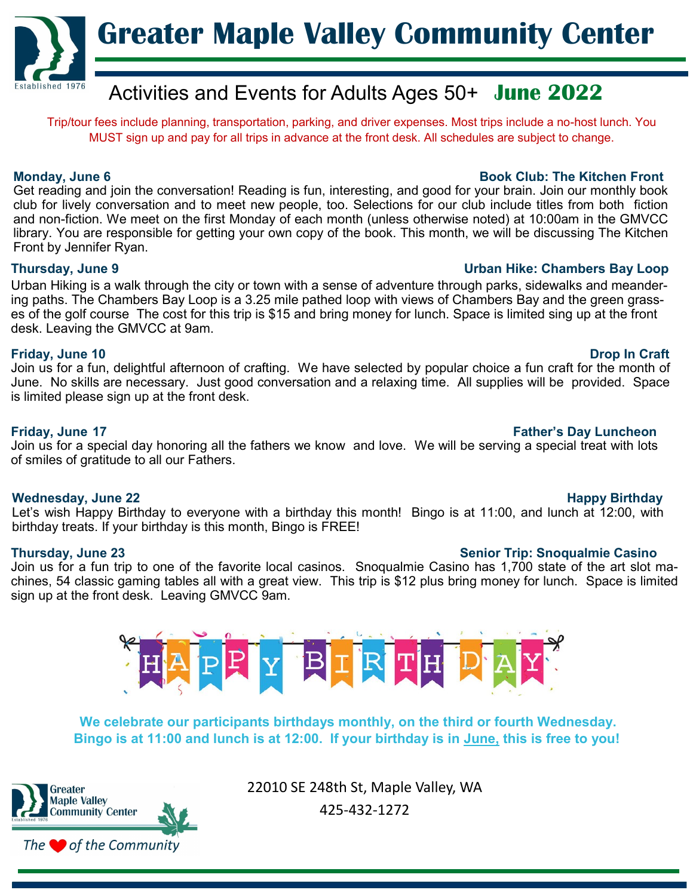# Greater Maple Valley Community Center

Established 1976

## Activities and Events for Adults Ages 50+ **June 2022**

Trip/tour fees include planning, transportation, parking, and driver expenses. Most trips include a no-host lunch. You MUST sign up and pay for all trips in advance at the front desk. All schedules are subject to change.

### Monday, June 6 — Book Club: The Kitchen Front

Get reading and join the conversation! Reading is fun, interesting, and good for your brain. Join our monthly book club for lively conversation and to meet new people, too. Selections for our club include titles from both fiction and non-fiction. We meet on the first Monday of each month (unless otherwise noted) at 10:00am in the GMVCC library. You are responsible for getting your own copy of the book. This month, we will be discussing The Kitchen Front by Jennifer Ryan.

### Thursday, June 9 — Urban Hike: Chambers Bay Loop

Urban Hiking is a walk through the city or town with a sense of adventure through parks, sidewalks and meandering paths. The Chambers Bay Loop is a 3.25 mile pathed loop with views of Chambers Bay and the green grasses of the golf course The cost for this trip is $15 and bring money for lunch. Space is limited sing up at the front desk. Leaving the GMVCC at 9am.

### Friday, June 10 — Drop In Craft

Join us for a fun, delightful afternoon of crafting. We have selected by popular choice a fun craft for the month of June. No skills are necessary. Just good conversation and a relaxing time. All supplies will be provided. Space is limited please sign up at the front desk.

### Friday, June 17 — Father's Day Luncheon

Join us for a special day honoring all the fathers we know and love. We will be serving a special treat with lots of smiles of gratitude to all our Fathers.

### Wednesday, June 22 — Happy Birthday

Let's wish Happy Birthday to everyone with a birthday this month! Bingo is at 11:00, and lunch at 12:00, with birthday treats. If your birthday is this month, Bingo is FREE!

### Thursday, June 23 — Senior Trip: Snoqualmie Casino

Join us for a fun trip to one of the favorite local casinos. Snoqualmie Casino has 1,700 state of the art slot machines, 54 classic gaming tables all with a great view. This trip is $12 plus bring money for lunch. Space is limited sign up at the front desk. Leaving GMVCC 9am.

HAPPY BIRTHDAY

**We celebrate our participants birthdays monthly, on the third or fourth Wednesday. Bingo is at 11:00 and lunch is at 12:00. If your birthday is in June, this is free to you!**

Greater Maple Valley Community Center
Established 1976
*The ❤ of the Community*

22010 SE 248th St, Maple Valley, WA

425-432-1272